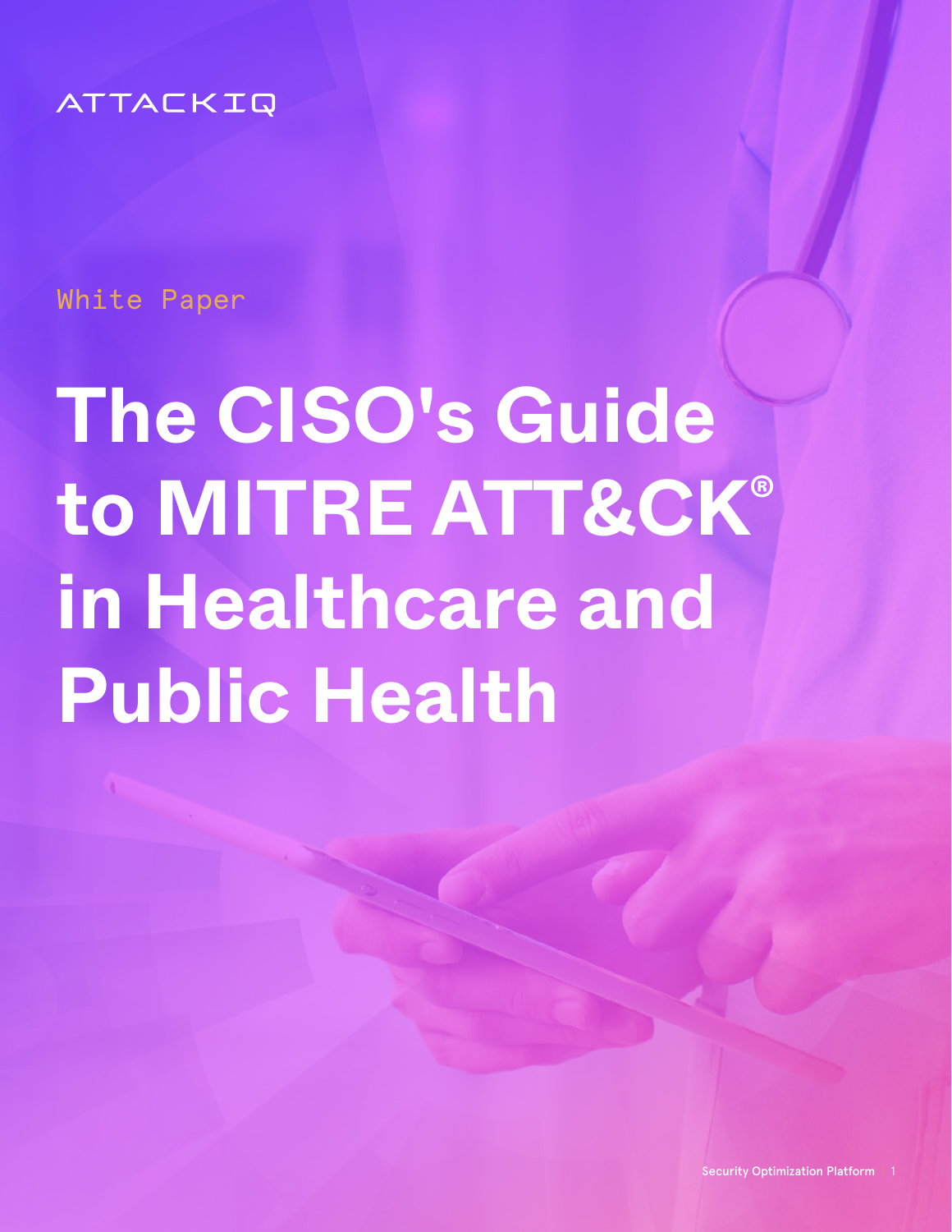ATTACKIQ

White Paper

# The CISO's Guide to MITRE ATT&CK® in Healthcare and Public Health

Security Optimization Platform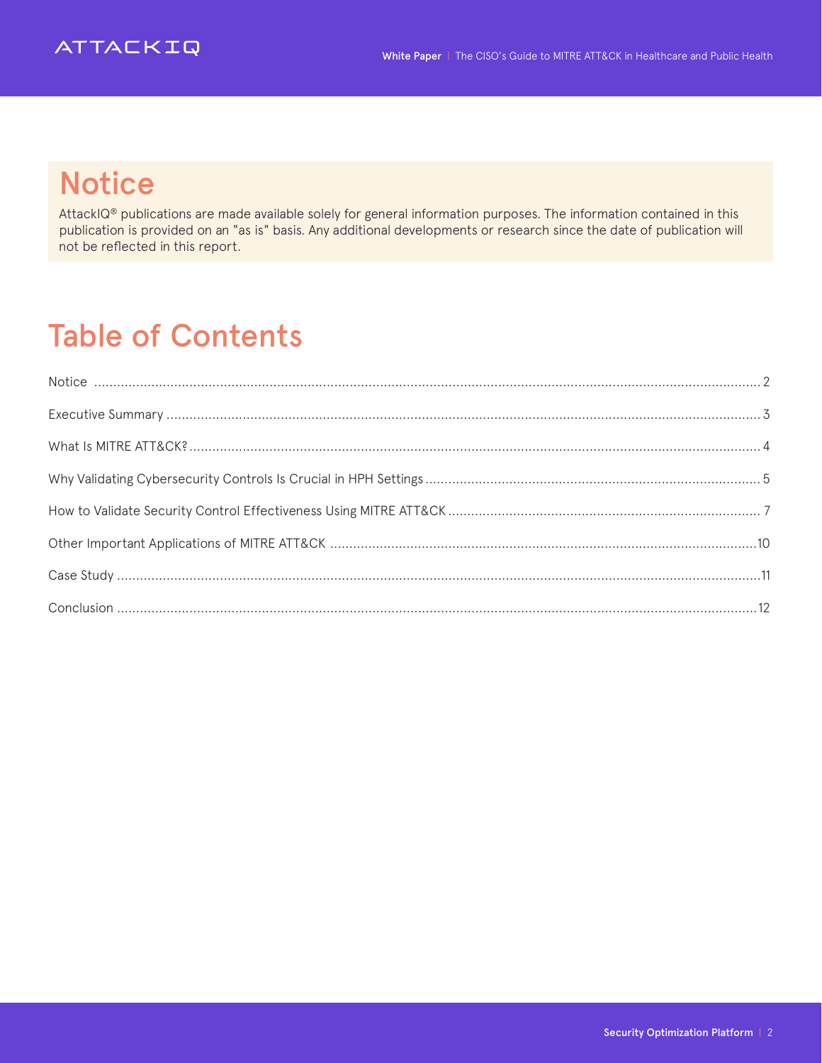# Notice

AttackIQ® publications are made available solely for general information purposes. The information contained in this publication is provided on an "as is" basis. Any additional developments or research since the date of publication will not be reflected in this report.

# Table of Contents

| | |
|---|---|
| Notice | 2 |
| Executive Summary | 3 |
| What Is MITRE ATT&CK? | 4 |
| Why Validating Cybersecurity Controls Is Crucial in HPH Settings | 5 |
| How to Validate Security Control Effectiveness Using MITRE ATT&CK | 7 |
| Other Important Applications of MITRE ATT&CK | 10 |
| Case Study | 11 |
| Conclusion | 12 |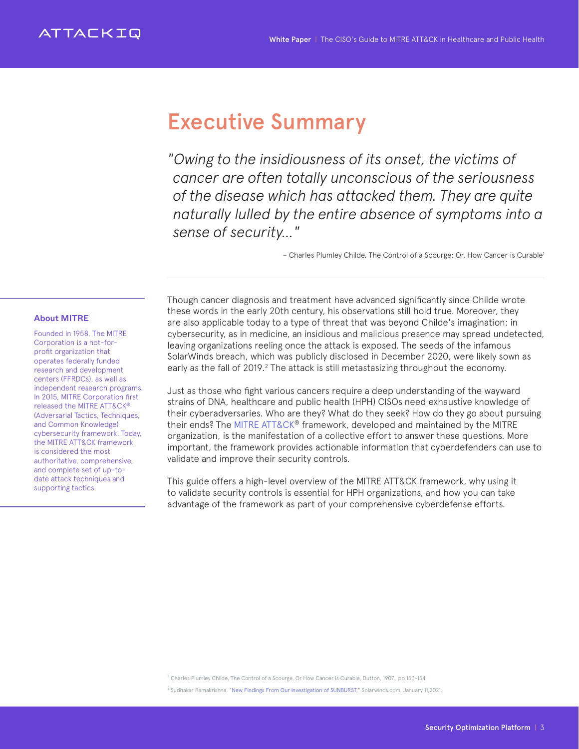# Executive Summary

*"Owing to the insidiousness of its onset, the victims of cancer are often totally unconscious of the seriousness of the disease which has attacked them. They are quite naturally lulled by the entire absence of symptoms into a sense of security..."*

– Charles Plumley Childe, The Control of a Scourge: Or, How Cancer is Curable[1]

**About MITRE**

Founded in 1958, The MITRE Corporation is a not-for-profit organization that operates federally funded research and development centers (FFRDCs), as well as independent research programs. In 2015, MITRE Corporation first released the MITRE ATT&CK® (Adversarial Tactics, Techniques, and Common Knowledge) cybersecurity framework. Today, the MITRE ATT&CK framework is considered the most authoritative, comprehensive, and complete set of up-to-date attack techniques and supporting tactics.

Though cancer diagnosis and treatment have advanced significantly since Childe wrote these words in the early 20th century, his observations still hold true. Moreover, they are also applicable today to a type of threat that was beyond Childe's imagination: in cybersecurity, as in medicine, an insidious and malicious presence may spread undetected, leaving organizations reeling once the attack is exposed. The seeds of the infamous SolarWinds breach, which was publicly disclosed in December 2020, were likely sown as early as the fall of 2019.[2] The attack is still metastasizing throughout the economy.

Just as those who fight various cancers require a deep understanding of the wayward strains of DNA, healthcare and public health (HPH) CISOs need exhaustive knowledge of their cyberadversaries. Who are they? What do they seek? How do they go about pursuing their ends? The MITRE ATT&CK® framework, developed and maintained by the MITRE organization, is the manifestation of a collective effort to answer these questions. More important, the framework provides actionable information that cyberdefenders can use to validate and improve their security controls.

This guide offers a high-level overview of the MITRE ATT&CK framework, why using it to validate security controls is essential for HPH organizations, and how you can take advantage of the framework as part of your comprehensive cyberdefense efforts.

[1] Charles Plumley Childe, The Control of a Scourge, Or How Cancer is Curable, Dutton, 1907., pp 153-154

[2] Sudhakar Ramakrishna, "New Findings From Our Investigation of SUNBURST," Solarwinds.com, January 11,2021.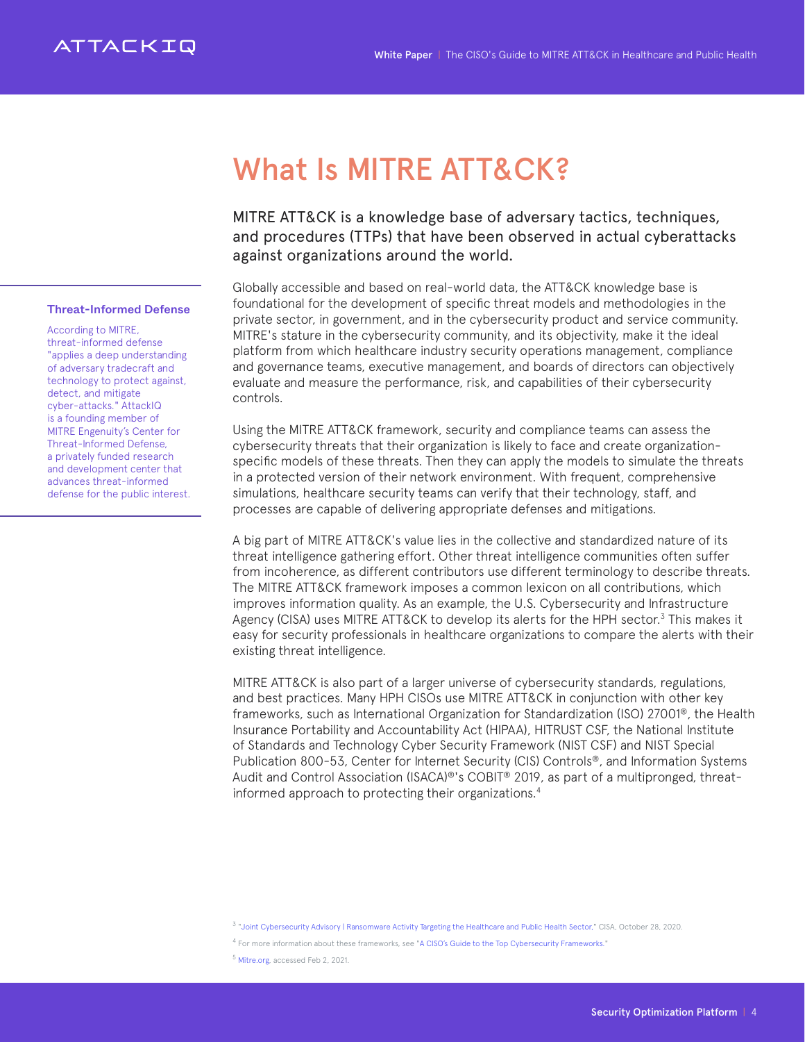# What Is MITRE ATT&CK?

MITRE ATT&CK is a knowledge base of adversary tactics, techniques, and procedures (TTPs) that have been observed in actual cyberattacks against organizations around the world.

Globally accessible and based on real-world data, the ATT&CK knowledge base is foundational for the development of specific threat models and methodologies in the private sector, in government, and in the cybersecurity product and service community. MITRE's stature in the cybersecurity community, and its objectivity, make it the ideal platform from which healthcare industry security operations management, compliance and governance teams, executive management, and boards of directors can objectively evaluate and measure the performance, risk, and capabilities of their cybersecurity controls.

Using the MITRE ATT&CK framework, security and compliance teams can assess the cybersecurity threats that their organization is likely to face and create organization-specific models of these threats. Then they can apply the models to simulate the threats in a protected version of their network environment. With frequent, comprehensive simulations, healthcare security teams can verify that their technology, staff, and processes are capable of delivering appropriate defenses and mitigations.

A big part of MITRE ATT&CK's value lies in the collective and standardized nature of its threat intelligence gathering effort. Other threat intelligence communities often suffer from incoherence, as different contributors use different terminology to describe threats. The MITRE ATT&CK framework imposes a common lexicon on all contributions, which improves information quality. As an example, the U.S. Cybersecurity and Infrastructure Agency (CISA) uses MITRE ATT&CK to develop its alerts for the HPH sector.[3] This makes it easy for security professionals in healthcare organizations to compare the alerts with their existing threat intelligence.

MITRE ATT&CK is also part of a larger universe of cybersecurity standards, regulations, and best practices. Many HPH CISOs use MITRE ATT&CK in conjunction with other key frameworks, such as International Organization for Standardization (ISO) 27001®, the Health Insurance Portability and Accountability Act (HIPAA), HITRUST CSF, the National Institute of Standards and Technology Cyber Security Framework (NIST CSF) and NIST Special Publication 800-53, Center for Internet Security (CIS) Controls®, and Information Systems Audit and Control Association (ISACA)®'s COBIT® 2019, as part of a multipronged, threat-informed approach to protecting their organizations.[4]

**Threat-Informed Defense**

According to MITRE, threat-informed defense "applies a deep understanding of adversary tradecraft and technology to protect against, detect, and mitigate cyber-attacks." AttackIQ is a founding member of MITRE Engenuity's Center for Threat-Informed Defense, a privately funded research and development center that advances threat-informed defense for the public interest.

[3] "Joint Cybersecurity Advisory | Ransomware Activity Targeting the Healthcare and Public Health Sector," CISA, October 28, 2020.

[4] For more information about these frameworks, see "A CISO's Guide to the Top Cybersecurity Frameworks."

[5] Mitre.org, accessed Feb 2, 2021.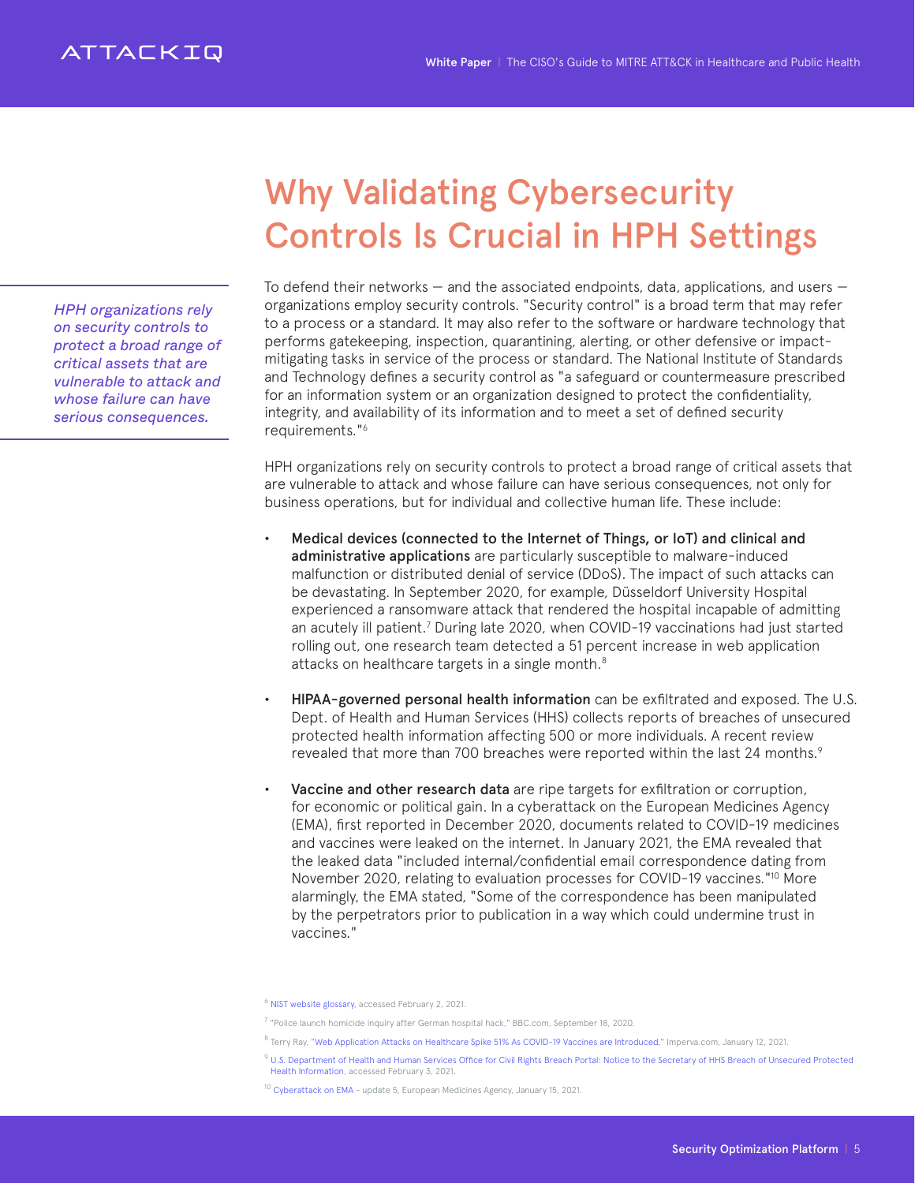# Why Validating Cybersecurity Controls Is Crucial in HPH Settings

*HPH organizations rely on security controls to protect a broad range of critical assets that are vulnerable to attack and whose failure can have serious consequences.*

To defend their networks — and the associated endpoints, data, applications, and users — organizations employ security controls. "Security control" is a broad term that may refer to a process or a standard. It may also refer to the software or hardware technology that performs gatekeeping, inspection, quarantining, alerting, or other defensive or impact-mitigating tasks in service of the process or standard. The National Institute of Standards and Technology defines a security control as "a safeguard or countermeasure prescribed for an information system or an organization designed to protect the confidentiality, integrity, and availability of its information and to meet a set of defined security requirements."[6]

HPH organizations rely on security controls to protect a broad range of critical assets that are vulnerable to attack and whose failure can have serious consequences, not only for business operations, but for individual and collective human life. These include:

- **Medical devices (connected to the Internet of Things, or IoT) and clinical and administrative applications** are particularly susceptible to malware-induced malfunction or distributed denial of service (DDoS). The impact of such attacks can be devastating. In September 2020, for example, Düsseldorf University Hospital experienced a ransomware attack that rendered the hospital incapable of admitting an acutely ill patient.[7] During late 2020, when COVID-19 vaccinations had just started rolling out, one research team detected a 51 percent increase in web application attacks on healthcare targets in a single month.[8]

- **HIPAA-governed personal health information** can be exfiltrated and exposed. The U.S. Dept. of Health and Human Services (HHS) collects reports of breaches of unsecured protected health information affecting 500 or more individuals. A recent review revealed that more than 700 breaches were reported within the last 24 months.[9]

- **Vaccine and other research data** are ripe targets for exfiltration or corruption, for economic or political gain. In a cyberattack on the European Medicines Agency (EMA), first reported in December 2020, documents related to COVID-19 medicines and vaccines were leaked on the internet. In January 2021, the EMA revealed that the leaked data "included internal/confidential email correspondence dating from November 2020, relating to evaluation processes for COVID-19 vaccines."[10] More alarmingly, the EMA stated, "Some of the correspondence has been manipulated by the perpetrators prior to publication in a way which could undermine trust in vaccines."

[6] NIST website glossary, accessed February 2, 2021.

[7] "Police launch homicide inquiry after German hospital hack," BBC.com, September 18, 2020.

[8] Terry Ray, "Web Application Attacks on Healthcare Spike 51% As COVID-19 Vaccines are Introduced," Imperva.com, January 12, 2021.

[9] U.S. Department of Health and Human Services Office for Civil Rights Breach Portal: Notice to the Secretary of HHS Breach of Unsecured Protected Health Information, accessed February 3, 2021.

[10] Cyberattack on EMA - update 5, European Medicines Agency, January 15, 2021.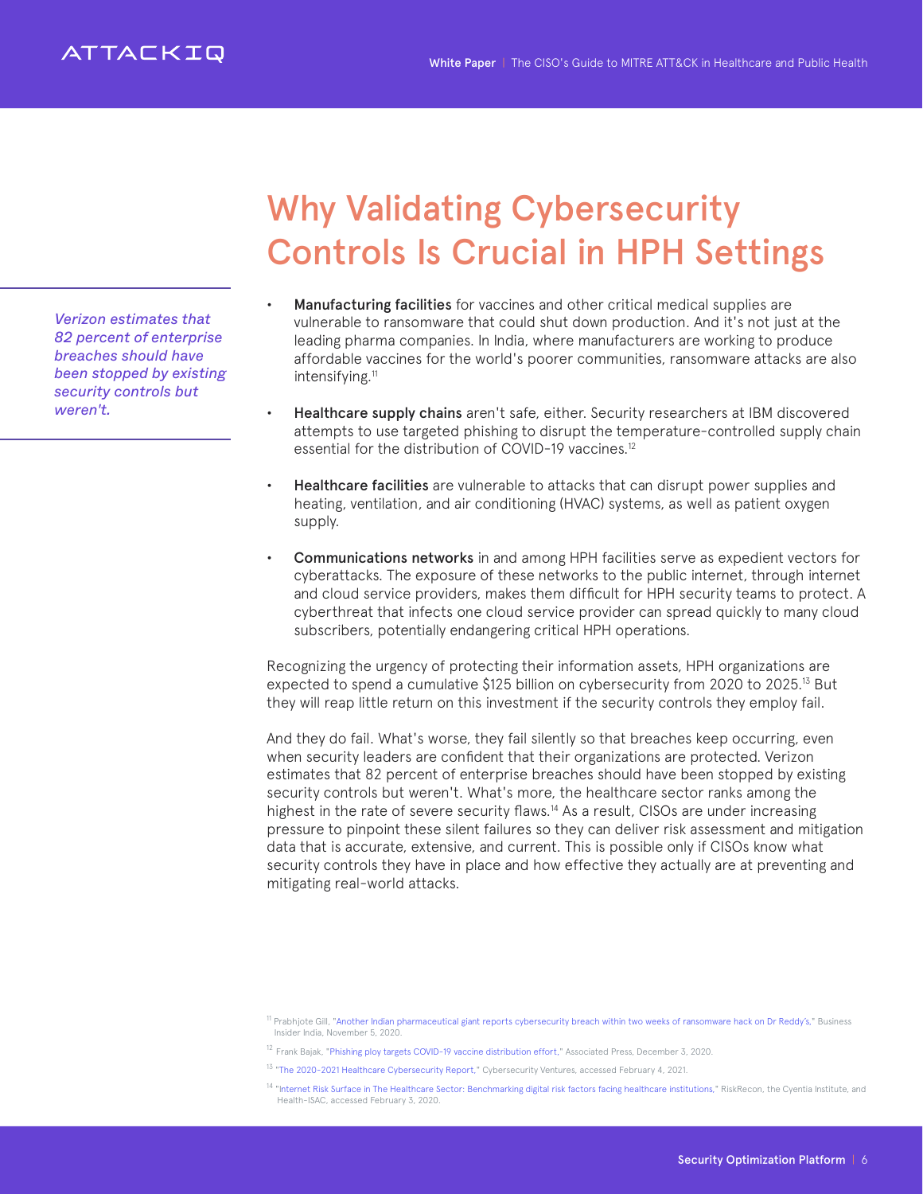# Why Validating Cybersecurity Controls Is Crucial in HPH Settings

*Verizon estimates that 82 percent of enterprise breaches should have been stopped by existing security controls but weren't.*

- **Manufacturing facilities** for vaccines and other critical medical supplies are vulnerable to ransomware that could shut down production. And it's not just at the leading pharma companies. In India, where manufacturers are working to produce affordable vaccines for the world's poorer communities, ransomware attacks are also intensifying.[11]
- **Healthcare supply chains** aren't safe, either. Security researchers at IBM discovered attempts to use targeted phishing to disrupt the temperature-controlled supply chain essential for the distribution of COVID-19 vaccines.[12]
- **Healthcare facilities** are vulnerable to attacks that can disrupt power supplies and heating, ventilation, and air conditioning (HVAC) systems, as well as patient oxygen supply.
- **Communications networks** in and among HPH facilities serve as expedient vectors for cyberattacks. The exposure of these networks to the public internet, through internet and cloud service providers, makes them difficult for HPH security teams to protect. A cyberthreat that infects one cloud service provider can spread quickly to many cloud subscribers, potentially endangering critical HPH operations.

Recognizing the urgency of protecting their information assets, HPH organizations are expected to spend a cumulative $125 billion on cybersecurity from 2020 to 2025.[13] But they will reap little return on this investment if the security controls they employ fail.

And they do fail. What's worse, they fail silently so that breaches keep occurring, even when security leaders are confident that their organizations are protected. Verizon estimates that 82 percent of enterprise breaches should have been stopped by existing security controls but weren't. What's more, the healthcare sector ranks among the highest in the rate of severe security flaws.[14] As a result, CISOs are under increasing pressure to pinpoint these silent failures so they can deliver risk assessment and mitigation data that is accurate, extensive, and current. This is possible only if CISOs know what security controls they have in place and how effective they actually are at preventing and mitigating real-world attacks.

[11] Prabhjote Gill, "Another Indian pharmaceutical giant reports cybersecurity breach within two weeks of ransomware hack on Dr Reddy's," Business Insider India, November 5, 2020.

[12] Frank Bajak, "Phishing ploy targets COVID-19 vaccine distribution effort," Associated Press, December 3, 2020.

[13] "The 2020-2021 Healthcare Cybersecurity Report," Cybersecurity Ventures, accessed February 4, 2021.

[14] "Internet Risk Surface in The Healthcare Sector: Benchmarking digital risk factors facing healthcare institutions," RiskRecon, the Cyentia Institute, and Health-ISAC, accessed February 3, 2020.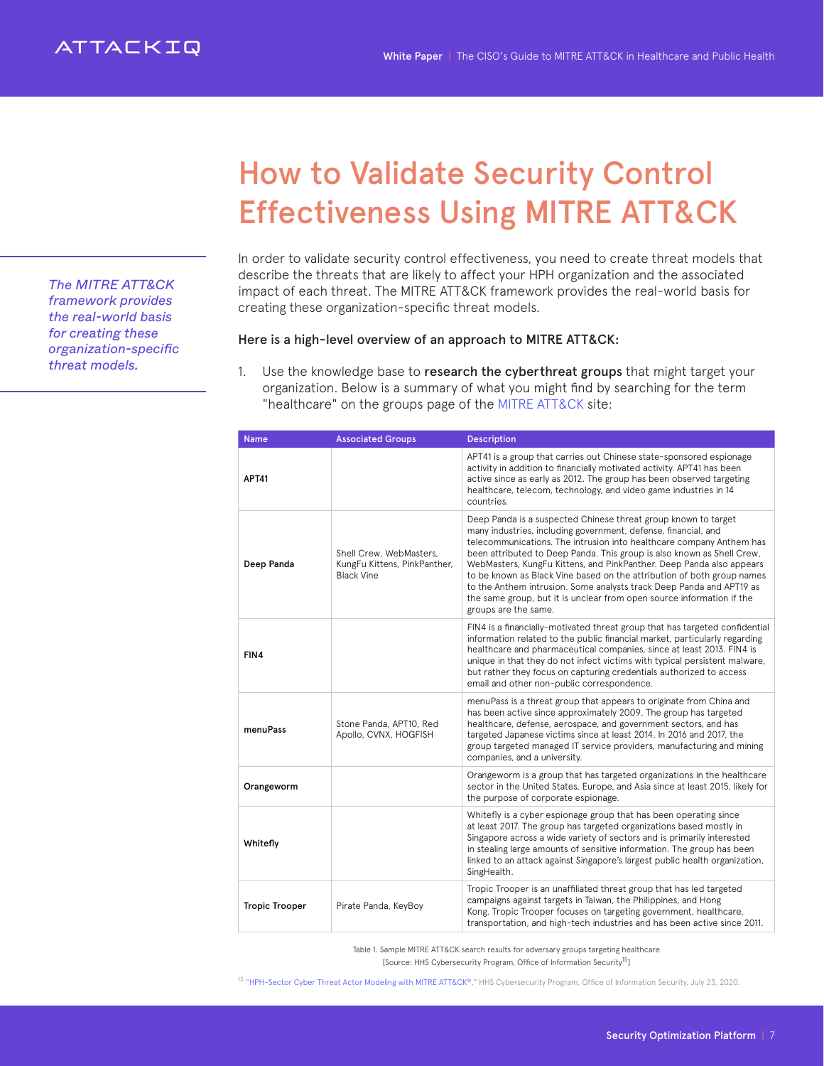# How to Validate Security Control Effectiveness Using MITRE ATT&CK

*The MITRE ATT&CK framework provides the real-world basis for creating these organization-specific threat models.*

In order to validate security control effectiveness, you need to create threat models that describe the threats that are likely to affect your HPH organization and the associated impact of each threat. The MITRE ATT&CK framework provides the real-world basis for creating these organization-specific threat models.

**Here is a high-level overview of an approach to MITRE ATT&CK:**

1. Use the knowledge base to **research the cyberthreat groups** that might target your organization. Below is a summary of what you might find by searching for the term "healthcare" on the groups page of the MITRE ATT&CK site:

| Name | Associated Groups | Description |
|---|---|---|
| **APT41** | | APT41 is a group that carries out Chinese state-sponsored espionage activity in addition to financially motivated activity. APT41 has been active since as early as 2012. The group has been observed targeting healthcare, telecom, technology, and video game industries in 14 countries. |
| **Deep Panda** | Shell Crew, WebMasters, KungFu Kittens, PinkPanther, Black Vine | Deep Panda is a suspected Chinese threat group known to target many industries, including government, defense, financial, and telecommunications. The intrusion into healthcare company Anthem has been attributed to Deep Panda. This group is also known as Shell Crew, WebMasters, KungFu Kittens, and PinkPanther. Deep Panda also appears to be known as Black Vine based on the attribution of both group names to the Anthem intrusion. Some analysts track Deep Panda and APT19 as the same group, but it is unclear from open source information if the groups are the same. |
| **FIN4** | | FIN4 is a financially-motivated threat group that has targeted confidential information related to the public financial market, particularly regarding healthcare and pharmaceutical companies, since at least 2013. FIN4 is unique in that they do not infect victims with typical persistent malware, but rather they focus on capturing credentials authorized to access email and other non-public correspondence. |
| **menuPass** | Stone Panda, APT10, Red Apollo, CVNX, HOGFISH | menuPass is a threat group that appears to originate from China and has been active since approximately 2009. The group has targeted healthcare, defense, aerospace, and government sectors, and has targeted Japanese victims since at least 2014. In 2016 and 2017, the group targeted managed IT service providers, manufacturing and mining companies, and a university. |
| **Orangeworm** | | Orangeworm is a group that has targeted organizations in the healthcare sector in the United States, Europe, and Asia since at least 2015, likely for the purpose of corporate espionage. |
| **Whitefly** | | Whitefly is a cyber espionage group that has been operating since at least 2017. The group has targeted organizations based mostly in Singapore across a wide variety of sectors and is primarily interested in stealing large amounts of sensitive information. The group has been linked to an attack against Singapore's largest public health organization, SingHealth. |
| **Tropic Trooper** | Pirate Panda, KeyBoy | Tropic Trooper is an unaffiliated threat group that has led targeted campaigns against targets in Taiwan, the Philippines, and Hong Kong. Tropic Trooper focuses on targeting government, healthcare, transportation, and high-tech industries and has been active since 2011. |

Table 1. Sample MITRE ATT&CK search results for adversary groups targeting healthcare [Source: HHS Cybersecurity Program, Office of Information Security[15]]

[15] "HPH-Sector Cyber Threat Actor Modeling with MITRE ATT&CK®," HHS Cybersecurity Program, Office of Information Security, July 23, 2020.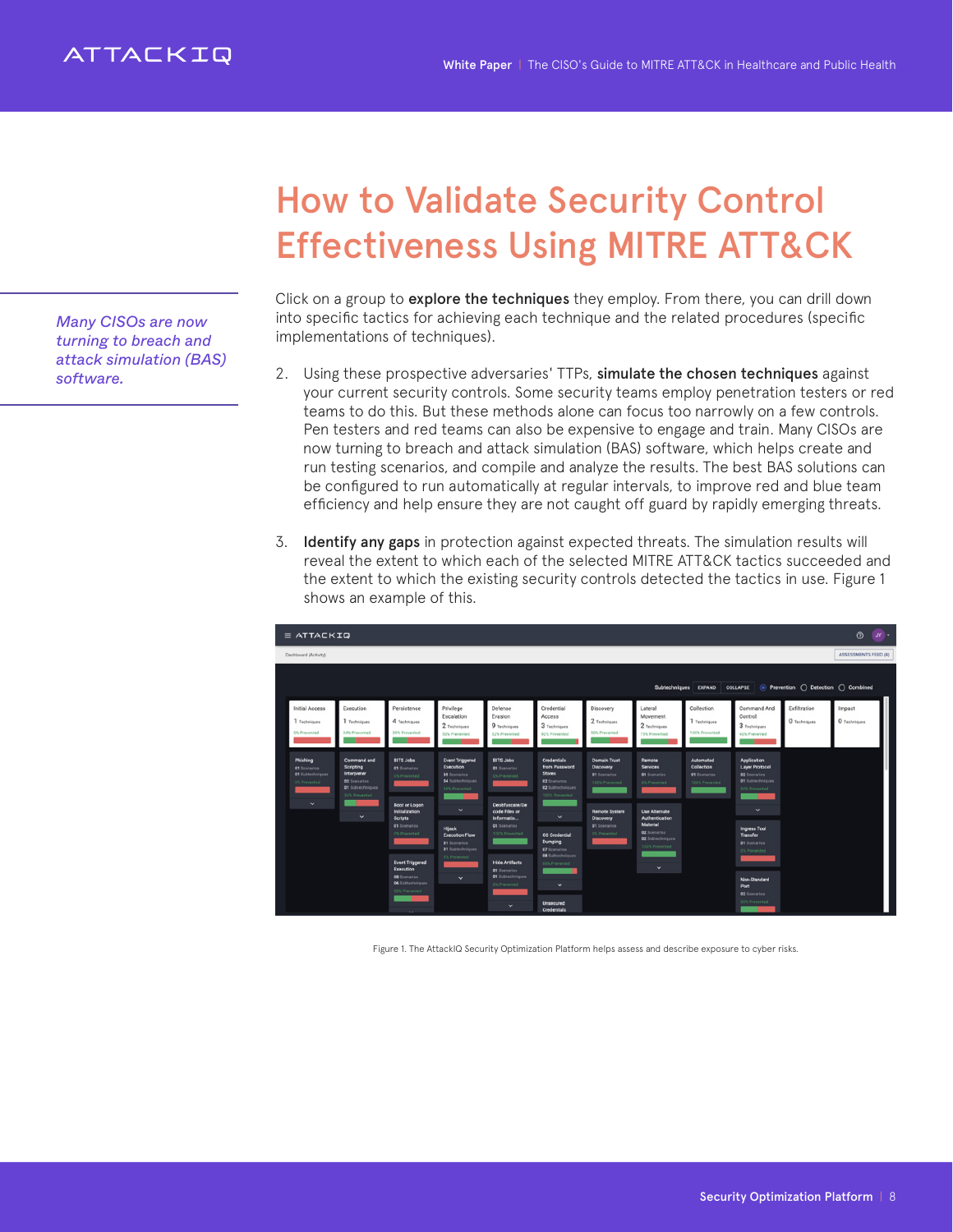# How to Validate Security Control Effectiveness Using MITRE ATT&CK

*Many CISOs are now turning to breach and attack simulation (BAS) software.*

Click on a group to **explore the techniques** they employ. From there, you can drill down into specific tactics for achieving each technique and the related procedures (specific implementations of techniques).

2. Using these prospective adversaries' TTPs, **simulate the chosen techniques** against your current security controls. Some security teams employ penetration testers or red teams to do this. But these methods alone can focus too narrowly on a few controls. Pen testers and red teams can also be expensive to engage and train. Many CISOs are now turning to breach and attack simulation (BAS) software, which helps create and run testing scenarios, and compile and analyze the results. The best BAS solutions can be configured to run automatically at regular intervals, to improve red and blue team efficiency and help ensure they are not caught off guard by rapidly emerging threats.

3. **Identify any gaps** in protection against expected threats. The simulation results will reveal the extent to which each of the selected MITRE ATT&CK tactics succeeded and the extent to which the existing security controls detected the tactics in use. Figure 1 shows an example of this.

Figure 1. The AttackIQ Security Optimization Platform helps assess and describe exposure to cyber risks.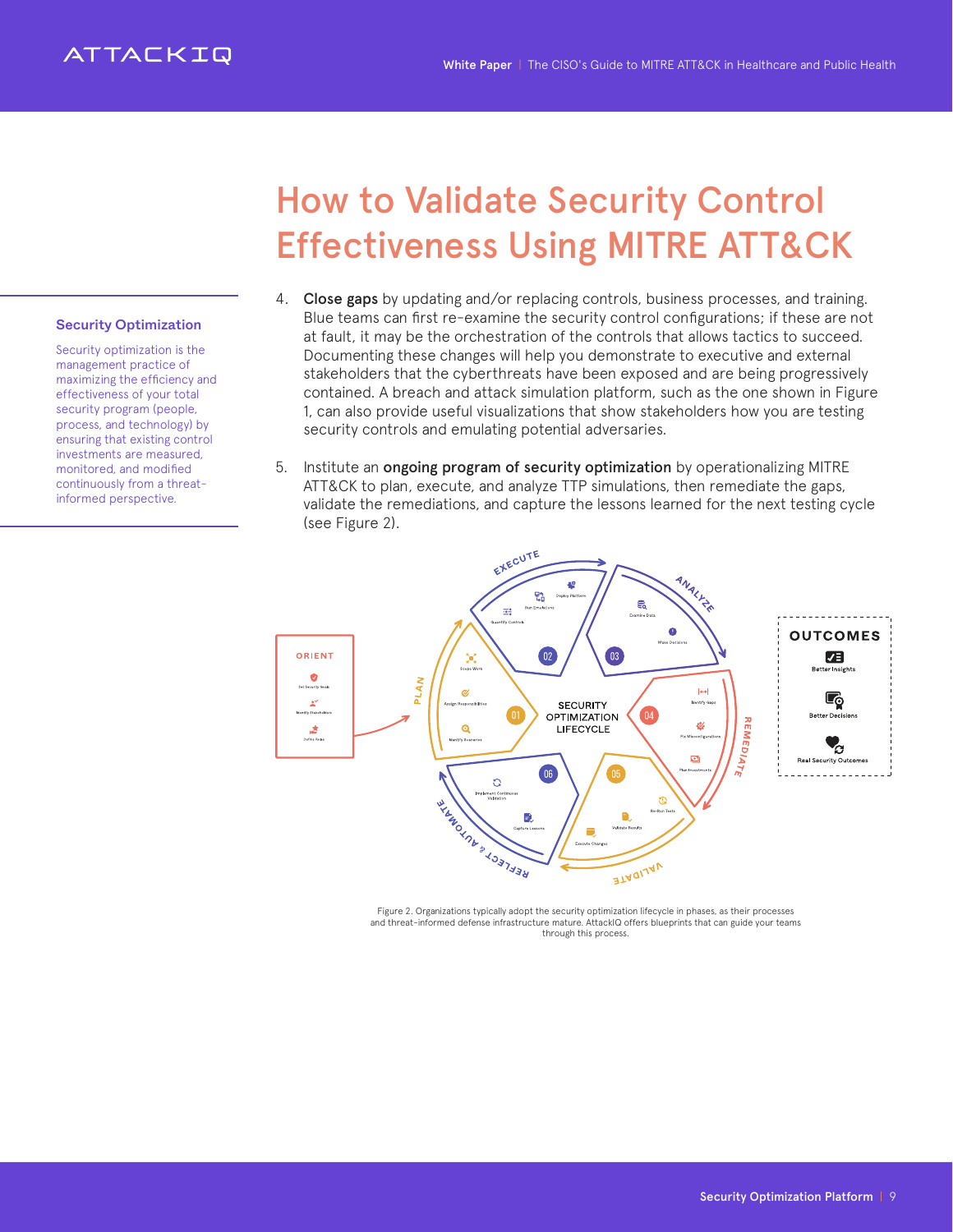# How to Validate Security Control Effectiveness Using MITRE ATT&CK

**Security Optimization**

Security optimization is the management practice of maximizing the efficiency and effectiveness of your total security program (people, process, and technology) by ensuring that existing control investments are measured, monitored, and modified continuously from a threat-informed perspective.

4. **Close gaps** by updating and/or replacing controls, business processes, and training. Blue teams can first re-examine the security control configurations; if these are not at fault, it may be the orchestration of the controls that allows tactics to succeed. Documenting these changes will help you demonstrate to executive and external stakeholders that the cyberthreats have been exposed and are being progressively contained. A breach and attack simulation platform, such as the one shown in Figure 1, can also provide useful visualizations that show stakeholders how you are testing security controls and emulating potential adversaries.

5. Institute an **ongoing program of security optimization** by operationalizing MITRE ATT&CK to plan, execute, and analyze TTP simulations, then remediate the gaps, validate the remediations, and capture the lessons learned for the next testing cycle (see Figure 2).

Figure 2. Organizations typically adopt the security optimization lifecycle in phases, as their processes and threat-informed defense infrastructure mature. AttackIQ offers blueprints that can guide your teams through this process.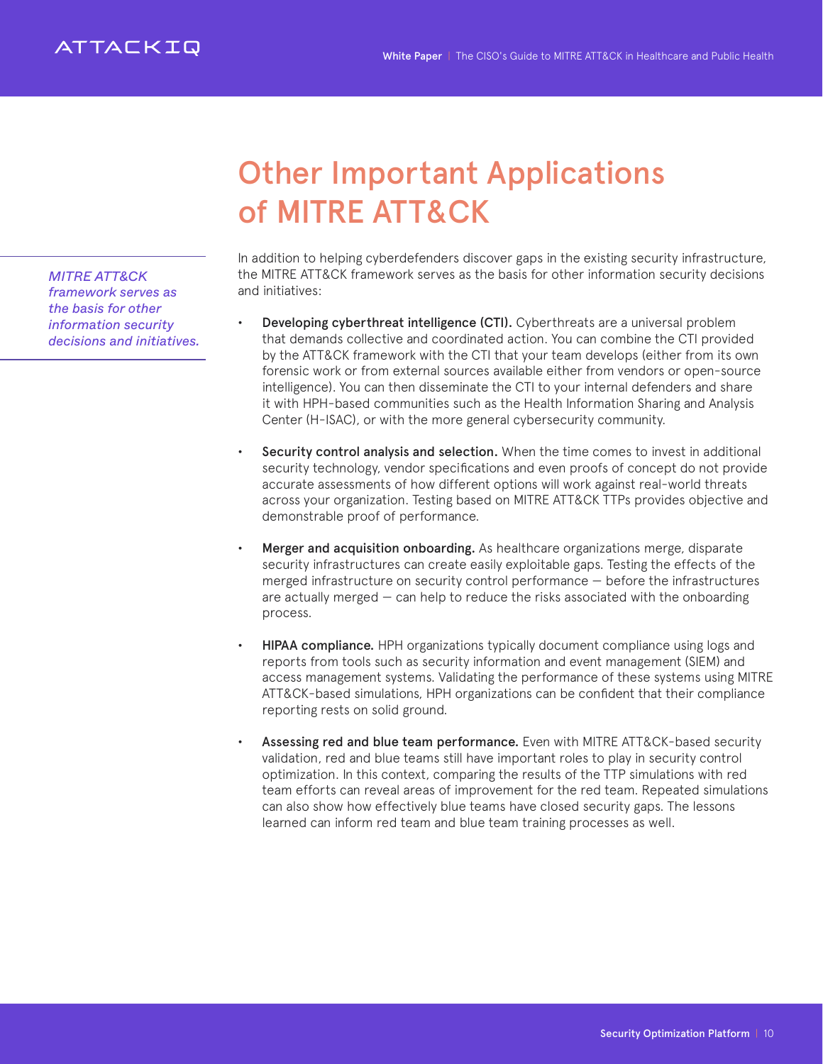# Other Important Applications of MITRE ATT&CK

*MITRE ATT&CK framework serves as the basis for other information security decisions and initiatives.*

In addition to helping cyberdefenders discover gaps in the existing security infrastructure, the MITRE ATT&CK framework serves as the basis for other information security decisions and initiatives:

- **Developing cyberthreat intelligence (CTI).** Cyberthreats are a universal problem that demands collective and coordinated action. You can combine the CTI provided by the ATT&CK framework with the CTI that your team develops (either from its own forensic work or from external sources available either from vendors or open-source intelligence). You can then disseminate the CTI to your internal defenders and share it with HPH-based communities such as the Health Information Sharing and Analysis Center (H-ISAC), or with the more general cybersecurity community.

- **Security control analysis and selection.** When the time comes to invest in additional security technology, vendor specifications and even proofs of concept do not provide accurate assessments of how different options will work against real-world threats across your organization. Testing based on MITRE ATT&CK TTPs provides objective and demonstrable proof of performance.

- **Merger and acquisition onboarding.** As healthcare organizations merge, disparate security infrastructures can create easily exploitable gaps. Testing the effects of the merged infrastructure on security control performance — before the infrastructures are actually merged — can help to reduce the risks associated with the onboarding process.

- **HIPAA compliance.** HPH organizations typically document compliance using logs and reports from tools such as security information and event management (SIEM) and access management systems. Validating the performance of these systems using MITRE ATT&CK-based simulations, HPH organizations can be confident that their compliance reporting rests on solid ground.

- **Assessing red and blue team performance.** Even with MITRE ATT&CK-based security validation, red and blue teams still have important roles to play in security control optimization. In this context, comparing the results of the TTP simulations with red team efforts can reveal areas of improvement for the red team. Repeated simulations can also show how effectively blue teams have closed security gaps. The lessons learned can inform red team and blue team training processes as well.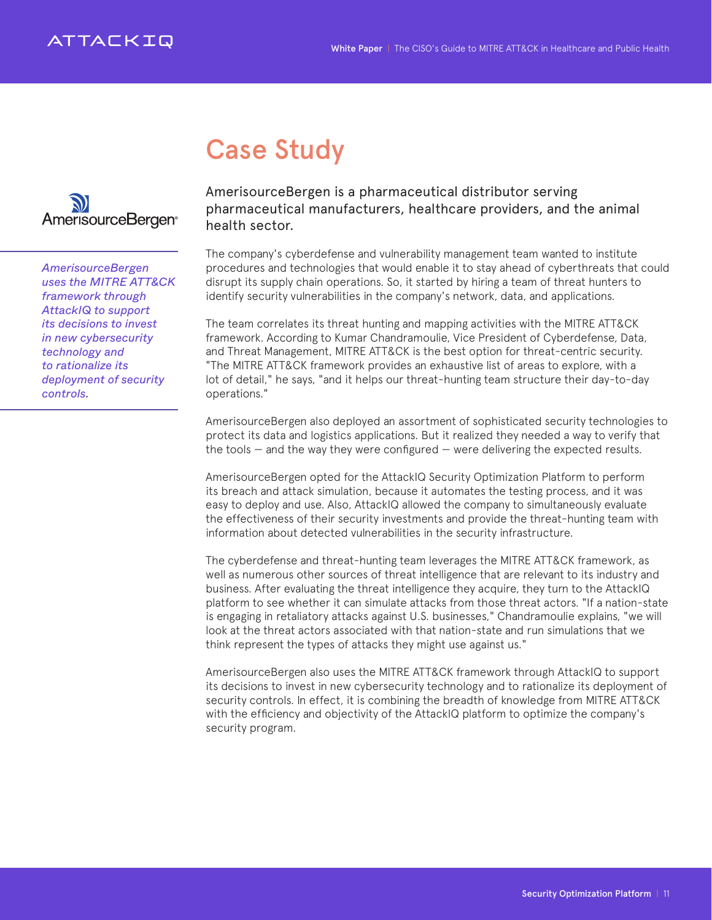# Case Study

AmerisourceBergen

*AmerisourceBergen uses the MITRE ATT&CK framework through AttackIQ to support its decisions to invest in new cybersecurity technology and to rationalize its deployment of security controls.*

AmerisourceBergen is a pharmaceutical distributor serving pharmaceutical manufacturers, healthcare providers, and the animal health sector.

The company's cyberdefense and vulnerability management team wanted to institute procedures and technologies that would enable it to stay ahead of cyberthreats that could disrupt its supply chain operations. So, it started by hiring a team of threat hunters to identify security vulnerabilities in the company's network, data, and applications.

The team correlates its threat hunting and mapping activities with the MITRE ATT&CK framework. According to Kumar Chandramoulie, Vice President of Cyberdefense, Data, and Threat Management, MITRE ATT&CK is the best option for threat-centric security. "The MITRE ATT&CK framework provides an exhaustive list of areas to explore, with a lot of detail," he says, "and it helps our threat-hunting team structure their day-to-day operations."

AmerisourceBergen also deployed an assortment of sophisticated security technologies to protect its data and logistics applications. But it realized they needed a way to verify that the tools — and the way they were configured — were delivering the expected results.

AmerisourceBergen opted for the AttackIQ Security Optimization Platform to perform its breach and attack simulation, because it automates the testing process, and it was easy to deploy and use. Also, AttackIQ allowed the company to simultaneously evaluate the effectiveness of their security investments and provide the threat-hunting team with information about detected vulnerabilities in the security infrastructure.

The cyberdefense and threat-hunting team leverages the MITRE ATT&CK framework, as well as numerous other sources of threat intelligence that are relevant to its industry and business. After evaluating the threat intelligence they acquire, they turn to the AttackIQ platform to see whether it can simulate attacks from those threat actors. "If a nation-state is engaging in retaliatory attacks against U.S. businesses," Chandramoulie explains, "we will look at the threat actors associated with that nation-state and run simulations that we think represent the types of attacks they might use against us."

AmerisourceBergen also uses the MITRE ATT&CK framework through AttackIQ to support its decisions to invest in new cybersecurity technology and to rationalize its deployment of security controls. In effect, it is combining the breadth of knowledge from MITRE ATT&CK with the efficiency and objectivity of the AttackIQ platform to optimize the company's security program.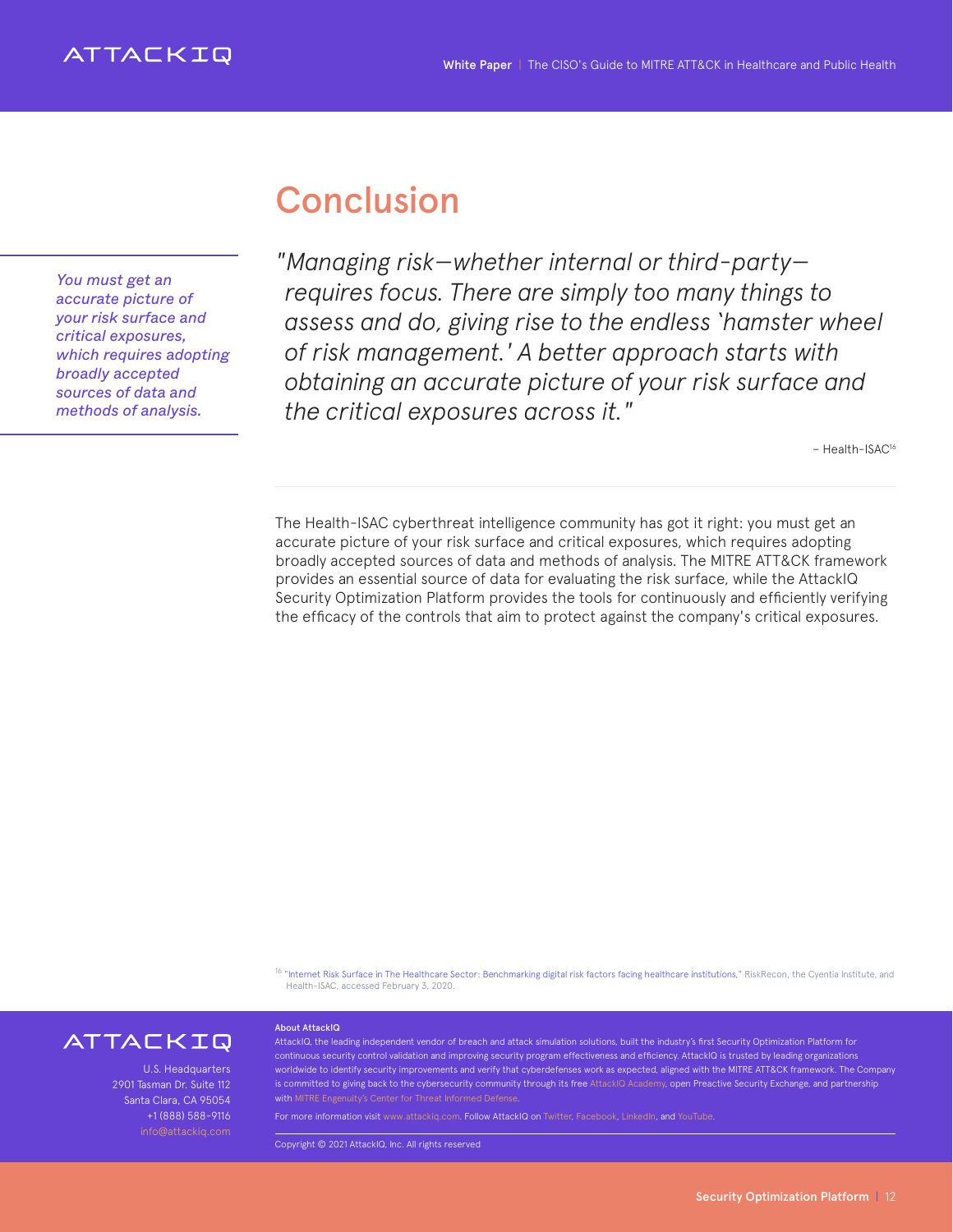# Conclusion

*You must get an accurate picture of your risk surface and critical exposures, which requires adopting broadly accepted sources of data and methods of analysis.*

> *"Managing risk—whether internal or third-party—requires focus. There are simply too many things to assess and do, giving rise to the endless 'hamster wheel of risk management.' A better approach starts with obtaining an accurate picture of your risk surface and the critical exposures across it."*
>
> – Health-ISAC[16]

The Health-ISAC cyberthreat intelligence community has got it right: you must get an accurate picture of your risk surface and critical exposures, which requires adopting broadly accepted sources of data and methods of analysis. The MITRE ATT&CK framework provides an essential source of data for evaluating the risk surface, while the AttackIQ Security Optimization Platform provides the tools for continuously and efficiently verifying the efficacy of the controls that aim to protect against the company's critical exposures.

[16] "Internet Risk Surface in The Healthcare Sector: Benchmarking digital risk factors facing healthcare institutions," RiskRecon, the Cyentia Institute, and Health-ISAC, accessed February 3, 2020.

ATTACKIQ

U.S. Headquarters
2901 Tasman Dr. Suite 112
Santa Clara, CA 95054
+1 (888) 588-9116
info@attackiq.com

**About AttackIQ**

AttackIQ, the leading independent vendor of breach and attack simulation solutions, built the industry's first Security Optimization Platform for continuous security control validation and improving security program effectiveness and efficiency. AttackIQ is trusted by leading organizations worldwide to identify security improvements and verify that cyberdefenses work as expected, aligned with the MITRE ATT&CK framework. The Company is committed to giving back to the cybersecurity community through its free AttackIQ Academy, open Preactive Security Exchange, and partnership with MITRE Engenuity's Center for Threat Informed Defense.

For more information visit www.attackiq.com. Follow AttackIQ on Twitter, Facebook, LinkedIn, and YouTube.

Copyright © 2021 AttackIQ, Inc. All rights reserved